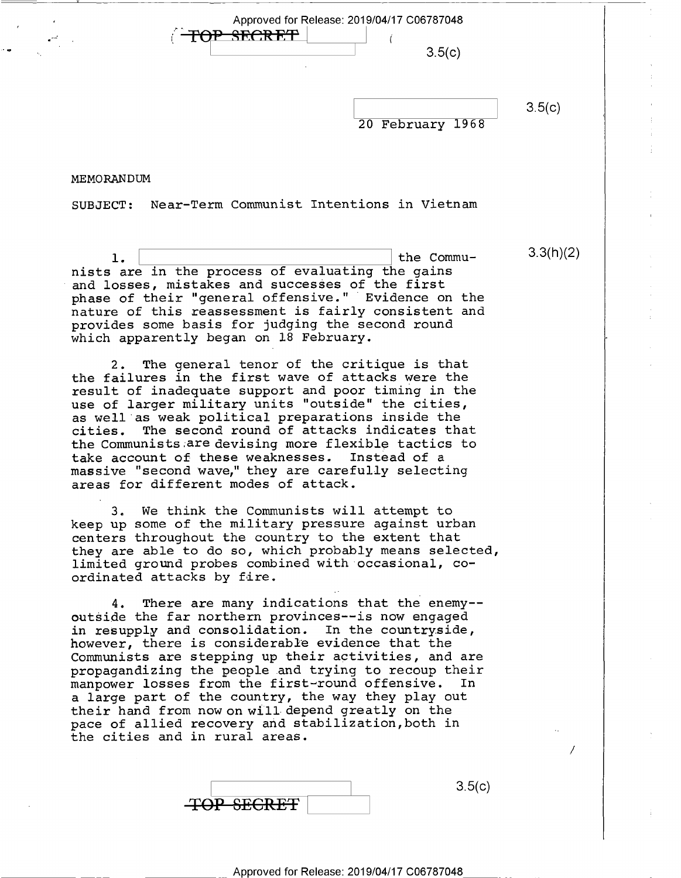TOP SECRET

3.5(c)

3.5(c)

20 February 1968

MEMORANDUM

SUBJECT: Near-Term Communist Intentions in Vietnam

1. [redacted] the Communists are in the process of evaluating the gains and losses, mistakes and successes of the first phase of their "general offensive." Evidence on the nature of this reassessment is fairly consistent and provides some basis for judging the second round which apparently began on 18 February.

3.3(h)(2)

2. The general tenor of the critique is that the failures in the first wave of attacks were the result of inadequate support and poor timing in the use of larger military units "outside" the cities, as well as weak political preparations inside the cities. The second round of attacks indicates that the Communists are devising more flexible tactics to take account of these weaknesses. Instead of a massive "second wave," they are carefully selecting areas for different modes of attack.

3. We think the Communists will attempt to keep up some of the military pressure against urban centers throughout the country to the extent that they are able to do so, which probably means selected, limited ground probes combined with occasional, coordinated attacks by fire.

4. There are many indications that the enemy--outside the far northern provinces--is now engaged in resupply and consolidation. In the countryside, however, there is considerable evidence that the Communists are stepping up their activities, and are propagandizing the people and trying to recoup their manpower losses from the first-round offensive. In a large part of the country, the way they play out their hand from now on will depend greatly on the pace of allied recovery and stabilization, both in the cities and in rural areas.

3.5(c)

TOP SECRET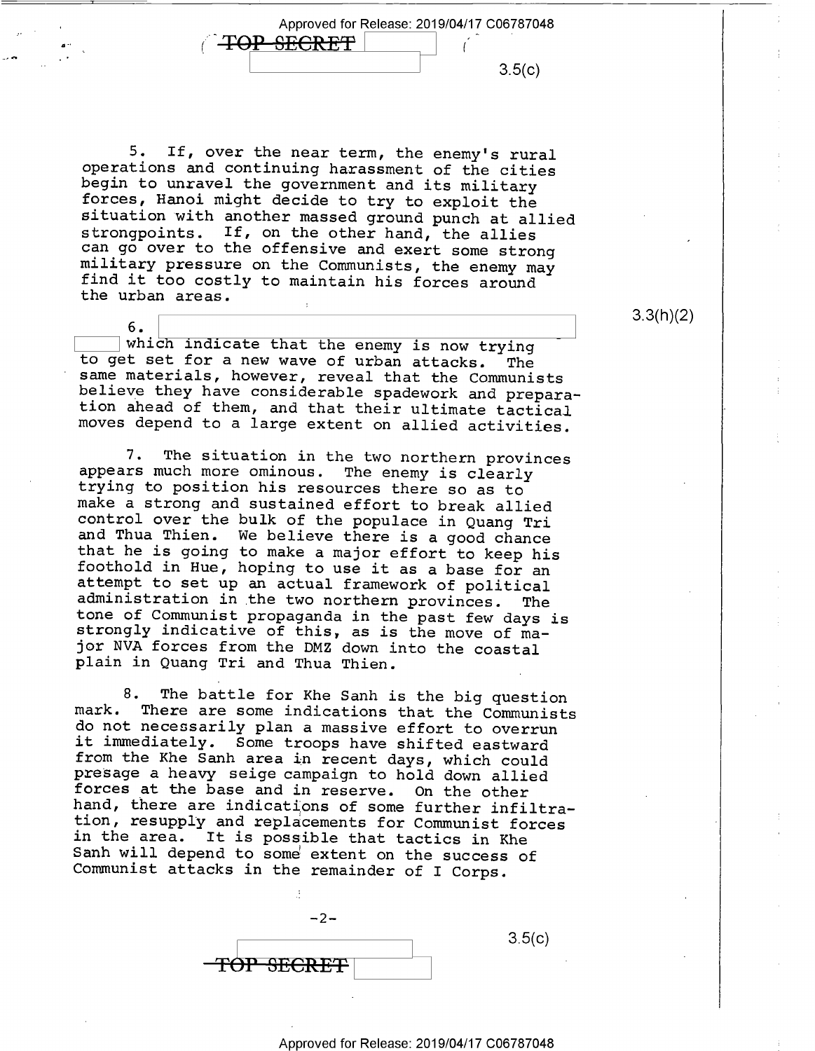5. If, over the near term, the enemy's rural operations and continuing harassment of the cities begin to unravel the government and its military forces, Hanoi might decide to try to exploit the situation with another massed ground punch at allied strongpoints. If, on the other hand, the allies can go over to the offensive and exert some strong military pressure on the Communists, the enemy may find it too costly to maintain his forces around the urban areas.

6. [redacted] which indicate that the enemy is now trying to get set for a new wave of urban attacks. The same materials, however, reveal that the Communists believe they have considerable spadework and preparation ahead of them, and that their ultimate tactical moves depend to a large extent on allied activities.

7. The situation in the two northern provinces appears much more ominous. The enemy is clearly trying to position his resources there so as to make a strong and sustained effort to break allied control over the bulk of the populace in Quang Tri and Thua Thien. We believe there is a good chance that he is going to make a major effort to keep his foothold in Hue, hoping to use it as a base for an attempt to set up an actual framework of political administration in the two northern provinces. The tone of Communist propaganda in the past few days is strongly indicative of this, as is the move of major NVA forces from the DMZ down into the coastal plain in Quang Tri and Thua Thien.

8. The battle for Khe Sanh is the big question mark. There are some indications that the Communists do not necessarily plan a massive effort to overrun it immediately. Some troops have shifted eastward from the Khe Sanh area in recent days, which could presage a heavy seige campaign to hold down allied forces at the base and in reserve. On the other hand, there are indications of some further infiltration, resupply and replacements for Communist forces in the area. It is possible that tactics in Khe Sanh will depend to some extent on the success of Communist attacks in the remainder of I Corps.